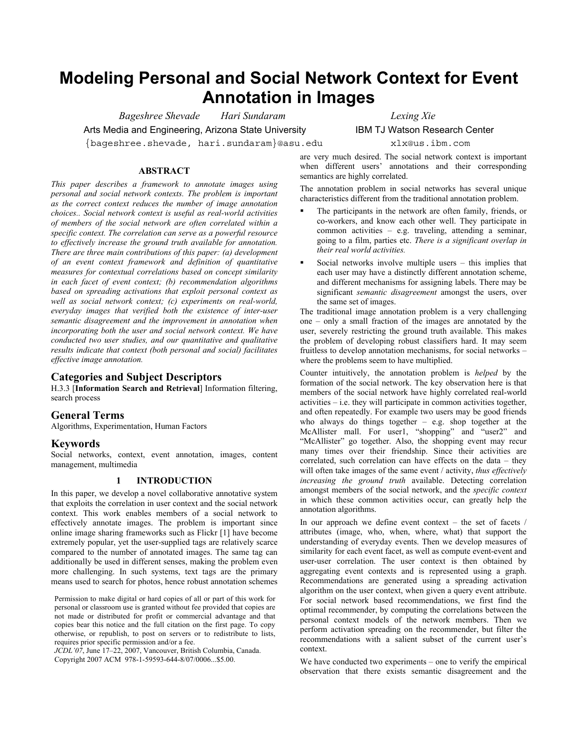# Modeling Personal and Social Network Context for Event Annotation in Images

*Bageshree Shevade* *Hari Sundaram*
Arts Media and Engineering, Arizona State University
{bageshree.shevade, hari.sundaram}@asu.edu

*Lexing Xie*
IBM TJ Watson Research Center
xlx@us.ibm.com

### ABSTRACT

*This paper describes a framework to annotate images using personal and social network contexts. The problem is important as the correct context reduces the number of image annotation choices.. Social network context is useful as real-world activities of members of the social network are often correlated within a specific context. The correlation can serve as a powerful resource to effectively increase the ground truth available for annotation. There are three main contributions of this paper: (a) development of an event context framework and definition of quantitative measures for contextual correlations based on concept similarity in each facet of event context; (b) recommendation algorithms based on spreading activations that exploit personal context as well as social network context; (c) experiments on real-world, everyday images that verified both the existence of inter-user semantic disagreement and the improvement in annotation when incorporating both the user and social network context. We have conducted two user studies, and our quantitative and qualitative results indicate that context (both personal and social) facilitates effective image annotation.*

## Categories and Subject Descriptors

H.3.3 [**Information Search and Retrieval**] Information filtering, search process

## General Terms

Algorithms, Experimentation, Human Factors

## Keywords

Social networks, context, event annotation, images, content management, multimedia

## 1 INTRODUCTION

In this paper, we develop a novel collaborative annotative system that exploits the correlation in user context and the social network context. This work enables members of a social network to effectively annotate images. The problem is important since online image sharing frameworks such as Flickr [1] have become extremely popular, yet the user-supplied tags are relatively scarce compared to the number of annotated images. The same tag can additionally be used in different senses, making the problem even more challenging. In such systems, text tags are the primary means used to search for photos, hence robust annotation schemes are very much desired. The social network context is important when different users' annotations and their corresponding semantics are highly correlated.

Permission to make digital or hard copies of all or part of this work for personal or classroom use is granted without fee provided that copies are not made or distributed for profit or commercial advantage and that copies bear this notice and the full citation on the first page. To copy otherwise, or republish, to post on servers or to redistribute to lists, requires prior specific permission and/or a fee.
*JCDL'07*, June 17–22, 2007, Vancouver, British Columbia, Canada.
Copyright 2007 ACM 978-1-59593-644-8/07/0006...$5.00.

The annotation problem in social networks has several unique characteristics different from the traditional annotation problem.

- The participants in the network are often family, friends, or co-workers, and know each other well. They participate in common activities – e.g. traveling, attending a seminar, going to a film, parties etc. *There is a significant overlap in their real world activities.*
- Social networks involve multiple users – this implies that each user may have a distinctly different annotation scheme, and different mechanisms for assigning labels. There may be significant *semantic disagreement* amongst the users, over the same set of images.

The traditional image annotation problem is a very challenging one – only a small fraction of the images are annotated by the user, severely restricting the ground truth available. This makes the problem of developing robust classifiers hard. It may seem fruitless to develop annotation mechanisms, for social networks – where the problems seem to have multiplied.

Counter intuitively, the annotation problem is *helped* by the formation of the social network. The key observation here is that members of the social network have highly correlated real-world activities – i.e. they will participate in common activities together, and often repeatedly. For example two users may be good friends who always do things together – e.g. shop together at the McAllister mall. For user1, "shopping" and "user2" and "McAllister" go together. Also, the shopping event may recur many times over their friendship. Since their activities are correlated, such correlation can have effects on the data – they will often take images of the same event / activity, *thus effectively increasing the ground truth* available. Detecting correlation amongst members of the social network, and the *specific context* in which these common activities occur, can greatly help the annotation algorithms.

In our approach we define event context – the set of facets / attributes (image, who, when, where, what) that support the understanding of everyday events. Then we develop measures of similarity for each event facet, as well as compute event-event and user-user correlation. The user context is then obtained by aggregating event contexts and is represented using a graph. Recommendations are generated using a spreading activation algorithm on the user context, when given a query event attribute. For social network based recommendations, we first find the optimal recommender, by computing the correlations between the personal context models of the network members. Then we perform activation spreading on the recommender, but filter the recommendations with a salient subset of the current user's context.

We have conducted two experiments – one to verify the empirical observation that there exists semantic disagreement and the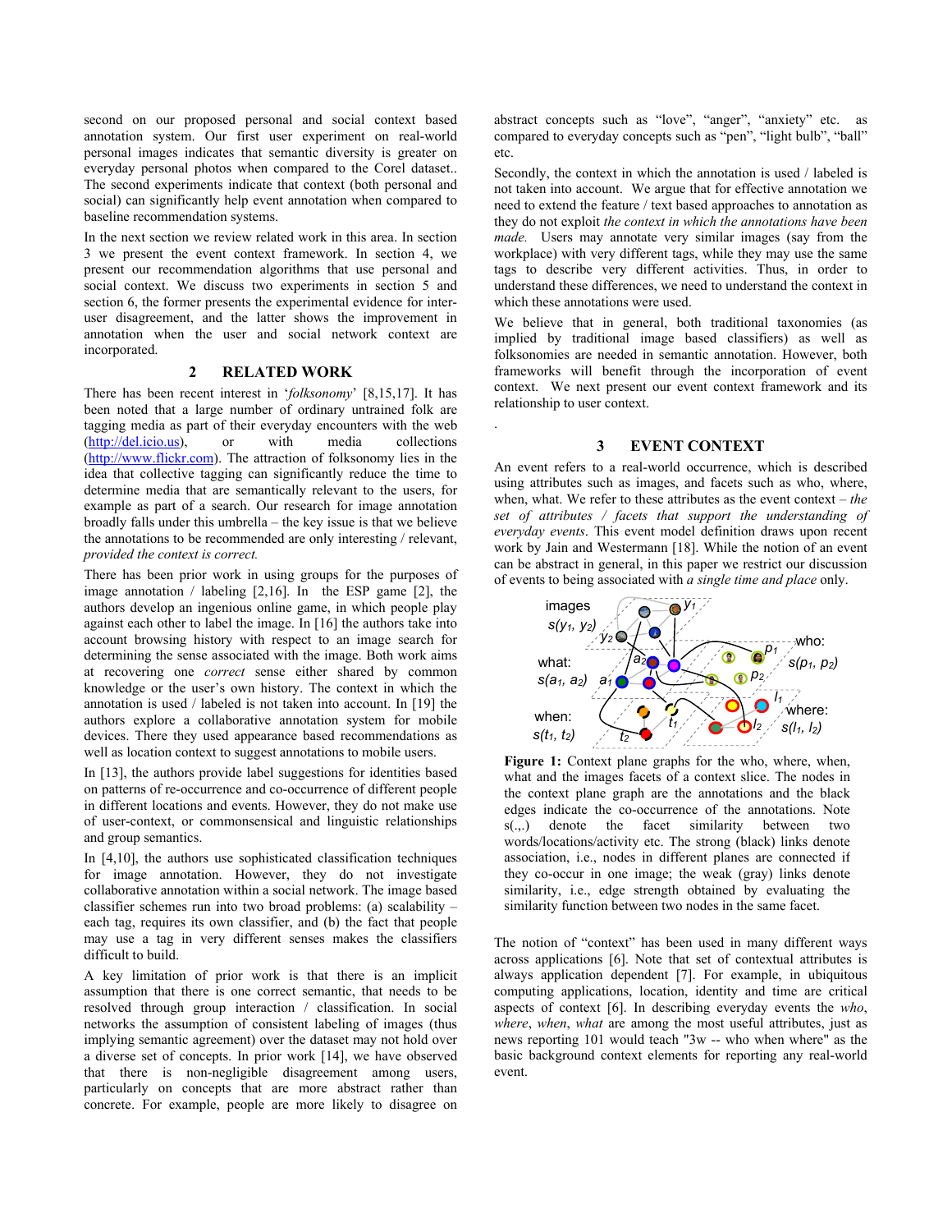second on our proposed personal and social context based annotation system. Our first user experiment on real-world personal images indicates that semantic diversity is greater on everyday personal photos when compared to the Corel dataset.. The second experiments indicate that context (both personal and social) can significantly help event annotation when compared to baseline recommendation systems.

In the next section we review related work in this area. In section 3 we present the event context framework. In section 4, we present our recommendation algorithms that use personal and social context. We discuss two experiments in section 5 and section 6, the former presents the experimental evidence for inter-user disagreement, and the latter shows the improvement in annotation when the user and social network context are incorporated.

## 2 RELATED WORK

There has been recent interest in '*folksonomy*' [8,15,17]. It has been noted that a large number of ordinary untrained folk are tagging media as part of their everyday encounters with the web (http://del.icio.us), or with media collections (http://www.flickr.com). The attraction of folksonomy lies in the idea that collective tagging can significantly reduce the time to determine media that are semantically relevant to the users, for example as part of a search. Our research for image annotation broadly falls under this umbrella – the key issue is that we believe the annotations to be recommended are only interesting / relevant, *provided the context is correct.*

There has been prior work in using groups for the purposes of image annotation / labeling [2,16]. In the ESP game [2], the authors develop an ingenious online game, in which people play against each other to label the image. In [16] the authors take into account browsing history with respect to an image search for determining the sense associated with the image. Both work aims at recovering one *correct* sense either shared by common knowledge or the user's own history. The context in which the annotation is used / labeled is not taken into account. In [19] the authors explore a collaborative annotation system for mobile devices. There they used appearance based recommendations as well as location context to suggest annotations to mobile users.

In [13], the authors provide label suggestions for identities based on patterns of re-occurrence and co-occurrence of different people in different locations and events. However, they do not make use of user-context, or commonsensical and linguistic relationships and group semantics.

In [4,10], the authors use sophisticated classification techniques for image annotation. However, they do not investigate collaborative annotation within a social network. The image based classifier schemes run into two broad problems: (a) scalability – each tag, requires its own classifier, and (b) the fact that people may use a tag in very different senses makes the classifiers difficult to build.

A key limitation of prior work is that there is an implicit assumption that there is one correct semantic, that needs to be resolved through group interaction / classification. In social networks the assumption of consistent labeling of images (thus implying semantic agreement) over the dataset may not hold over a diverse set of concepts. In prior work [14], we have observed that there is non-negligible disagreement among users, particularly on concepts that are more abstract rather than concrete. For example, people are more likely to disagree on abstract concepts such as "love", "anger", "anxiety" etc. as compared to everyday concepts such as "pen", "light bulb", "ball" etc.

Secondly, the context in which the annotation is used / labeled is not taken into account. We argue that for effective annotation we need to extend the feature / text based approaches to annotation as they do not exploit *the context in which the annotations have been made.* Users may annotate very similar images (say from the workplace) with very different tags, while they may use the same tags to describe very different activities. Thus, in order to understand these differences, we need to understand the context in which these annotations were used.

We believe that in general, both traditional taxonomies (as implied by traditional image based classifiers) as well as folksonomies are needed in semantic annotation. However, both frameworks will benefit through the incorporation of event context. We next present our event context framework and its relationship to user context.

## 3 EVENT CONTEXT

An event refers to a real-world occurrence, which is described using attributes such as images, and facets such as who, where, when, what. We refer to these attributes as the event context – *the set of attributes / facets that support the understanding of everyday events*. This event model definition draws upon recent work by Jain and Westermann [18]. While the notion of an event can be abstract in general, in this paper we restrict our discussion of events to being associated with *a single time and place* only.

images
$s(y_1, y_2)$
$y_1$
$y_2$
what:
$s(a_1, a_2)$
$a_1$
$a_2$
who:
$s(p_1, p_2)$
$p_1$
$p_2$
when:
$s(t_1, t_2)$
$t_1$
$t_2$
where:
$s(l_1, l_2)$
$l_1$
$l_2$

**Figure 1:** Context plane graphs for the who, where, when, what and the images facets of a context slice. The nodes in the context plane graph are the annotations and the black edges indicate the co-occurrence of the annotations. Note s(.,.) denote the facet similarity between two words/locations/activity etc. The strong (black) links denote association, i.e., nodes in different planes are connected if they co-occur in one image; the weak (gray) links denote similarity, i.e., edge strength obtained by evaluating the similarity function between two nodes in the same facet.

The notion of "context" has been used in many different ways across applications [6]. Note that set of contextual attributes is always application dependent [7]. For example, in ubiquitous computing applications, location, identity and time are critical aspects of context [6]. In describing everyday events the *who*, *where*, *when*, *what* are among the most useful attributes, just as news reporting 101 would teach "3w -- who when where" as the basic background context elements for reporting any real-world event.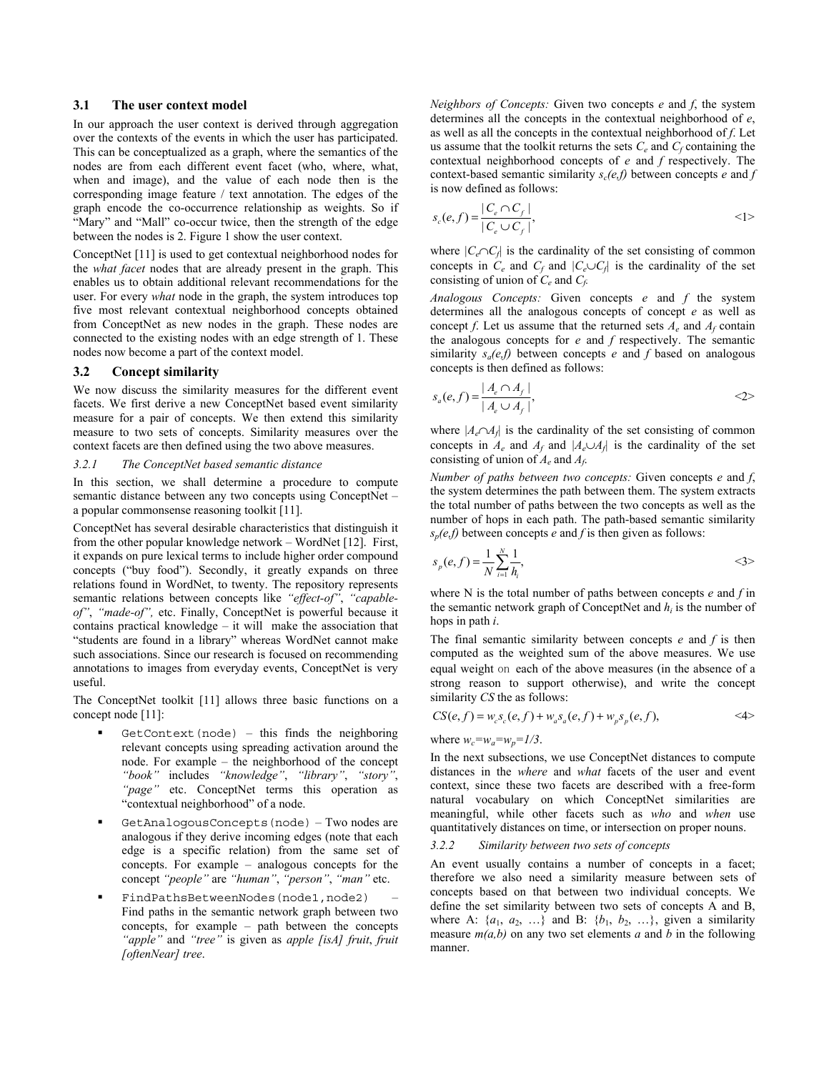### 3.1 The user context model

In our approach the user context is derived through aggregation over the contexts of the events in which the user has participated. This can be conceptualized as a graph, where the semantics of the nodes are from each different event facet (who, where, what, when and image), and the value of each node then is the corresponding image feature / text annotation. The edges of the graph encode the co-occurrence relationship as weights. So if "Mary" and "Mall" co-occur twice, then the strength of the edge between the nodes is 2. Figure 1 show the user context.

ConceptNet [11] is used to get contextual neighborhood nodes for the *what facet* nodes that are already present in the graph. This enables us to obtain additional relevant recommendations for the user. For every *what* node in the graph, the system introduces top five most relevant contextual neighborhood concepts obtained from ConceptNet as new nodes in the graph. These nodes are connected to the existing nodes with an edge strength of 1. These nodes now become a part of the context model.

### 3.2 Concept similarity

We now discuss the similarity measures for the different event facets. We first derive a new ConceptNet based event similarity measure for a pair of concepts. We then extend this similarity measure to two sets of concepts. Similarity measures over the context facets are then defined using the two above measures.

#### 3.2.1 The ConceptNet based semantic distance

In this section, we shall determine a procedure to compute semantic distance between any two concepts using ConceptNet – a popular commonsense reasoning toolkit [11].

ConceptNet has several desirable characteristics that distinguish it from the other popular knowledge network – WordNet [12]. First, it expands on pure lexical terms to include higher order compound concepts ("buy food"). Secondly, it greatly expands on three relations found in WordNet, to twenty. The repository represents semantic relations between concepts like *"effect-of"*, *"capable-of"*, *"made-of"*, etc. Finally, ConceptNet is powerful because it contains practical knowledge – it will make the association that "students are found in a library" whereas WordNet cannot make such associations. Since our research is focused on recommending annotations to images from everyday events, ConceptNet is very useful.

The ConceptNet toolkit [11] allows three basic functions on a concept node [11]:

- `GetContext(node)` – this finds the neighboring relevant concepts using spreading activation around the node. For example – the neighborhood of the concept *"book"* includes *"knowledge"*, *"library"*, *"story"*, *"page"* etc. ConceptNet terms this operation as "contextual neighborhood" of a node.
- `GetAnalogousConcepts(node)` – Two nodes are analogous if they derive incoming edges (note that each edge is a specific relation) from the same set of concepts. For example – analogous concepts for the concept *"people"* are *"human"*, *"person"*, *"man"* etc.
- `FindPathsBetweenNodes(node1,node2)` – Find paths in the semantic network graph between two concepts, for example – path between the concepts *"apple"* and *"tree"* is given as *apple [isA] fruit*, *fruit [oftenNear] tree*.

*Neighbors of Concepts:* Given two concepts *e* and *f*, the system determines all the concepts in the contextual neighborhood of *e*, as well as all the concepts in the contextual neighborhood of *f*. Let us assume that the toolkit returns the sets $C_e$ and $C_f$ containing the contextual neighborhood concepts of *e* and *f* respectively. The context-based semantic similarity $s_c(e,f)$ between concepts *e* and *f* is now defined as follows:

$$s_c(e,f) = \frac{|C_e \cap C_f|}{|C_e \cup C_f|}, \qquad \text{<1>}$$

where $|C_e \cap C_f|$ is the cardinality of the set consisting of common concepts in $C_e$ and $C_f$ and $|C_e \cup C_f|$ is the cardinality of the set consisting of union of $C_e$ and $C_f$.

*Analogous Concepts:* Given concepts *e* and *f* the system determines all the analogous concepts of concept *e* as well as concept *f*. Let us assume that the returned sets $A_e$ and $A_f$ contain the analogous concepts for *e* and *f* respectively. The semantic similarity $s_a(e,f)$ between concepts *e* and *f* based on analogous concepts is then defined as follows:

$$s_a(e,f) = \frac{|A_e \cap A_f|}{|A_e \cup A_f|}, \qquad \text{<2>}$$

where $|A_e \cap A_f|$ is the cardinality of the set consisting of common concepts in $A_e$ and $A_f$ and $|A_e \cup A_f|$ is the cardinality of the set consisting of union of $A_e$ and $A_f$.

*Number of paths between two concepts:* Given concepts *e* and *f*, the system determines the path between them. The system extracts the total number of paths between the two concepts as well as the number of hops in each path. The path-based semantic similarity $s_p(e,f)$ between concepts *e* and *f* is then given as follows:

$$s_p(e,f) = \frac{1}{N}\sum_{i=1}^{N}\frac{1}{h_i}, \qquad \text{<3>}$$

where N is the total number of paths between concepts *e* and *f* in the semantic network graph of ConceptNet and $h_i$ is the number of hops in path *i*.

The final semantic similarity between concepts *e* and *f* is then computed as the weighted sum of the above measures. We use equal weight on each of the above measures (in the absence of a strong reason to support otherwise), and write the concept similarity *CS* the as follows:

$$CS(e,f) = w_c s_c(e,f) + w_a s_a(e,f) + w_p s_p(e,f), \qquad \text{<4>}$$

where $w_c=w_a=w_p=1/3$.

In the next subsections, we use ConceptNet distances to compute distances in the *where* and *what* facets of the user and event context, since these two facets are described with a free-form natural vocabulary on which ConceptNet similarities are meaningful, while other facets such as *who* and *when* use quantitatively distances on time, or intersection on proper nouns.

#### 3.2.2 Similarity between two sets of concepts

An event usually contains a number of concepts in a facet; therefore we also need a similarity measure between sets of concepts based on that between two individual concepts. We define the set similarity between two sets of concepts A and B, where A: {$a_1$, $a_2$, …} and B: {$b_1$, $b_2$, …}, given a similarity measure $m(a,b)$ on any two set elements *a* and *b* in the following manner.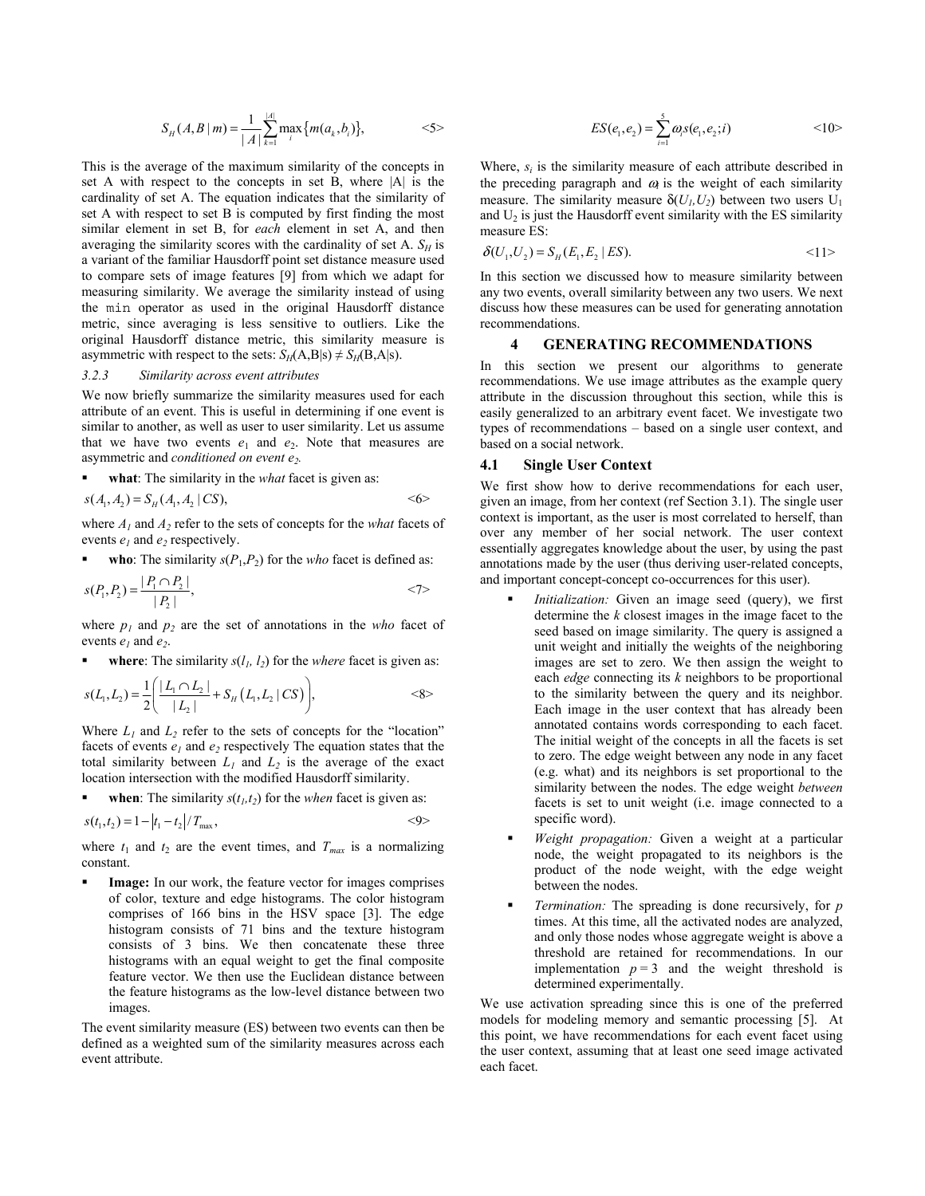$$S_H(A,B \mid m) = \frac{1}{|A|}\sum_{k=1}^{|A|} \max_i \{m(a_k, b_i)\}, \qquad \text{<5>}$$

This is the average of the maximum similarity of the concepts in set A with respect to the concepts in set B, where |A| is the cardinality of set A. The equation indicates that the similarity of set A with respect to set B is computed by first finding the most similar element in set B, for *each* element in set A, and then averaging the similarity scores with the cardinality of set A. $S_H$ is a variant of the familiar Hausdorff point set distance measure used to compare sets of image features [9] from which we adapt for measuring similarity. We average the similarity instead of using the `min` operator as used in the original Hausdorff distance metric, since averaging is less sensitive to outliers. Like the original Hausdorff distance metric, this similarity measure is asymmetric with respect to the sets: $S_H(A,B|s) \neq S_H(B,A|s)$.

### 3.2.3 *Similarity across event attributes*

We now briefly summarize the similarity measures used for each attribute of an event. This is useful in determining if one event is similar to another, as well as user to user similarity. Let us assume that we have two events $e_1$ and $e_2$. Note that measures are asymmetric and *conditioned on event $e_2$.*

- **what**: The similarity in the *what* facet is given as:

$$s(A_1, A_2) = S_H(A_1, A_2 \mid CS), \qquad \text{<6>}$$

where $A_1$ and $A_2$ refer to the sets of concepts for the *what* facets of events $e_1$ and $e_2$ respectively.

- **who**: The similarity $s(P_1,P_2)$ for the *who* facet is defined as:

$$s(P_1, P_2) = \frac{|P_1 \cap P_2|}{|P_2|}, \qquad \text{<7>}$$

where $p_1$ and $p_2$ are the set of annotations in the *who* facet of events $e_1$ and $e_2$.

- **where**: The similarity $s(l_1, l_2)$ for the *where* facet is given as:

$$s(L_1, L_2) = \frac{1}{2}\left(\frac{|L_1 \cap L_2|}{|L_2|} + S_H(L_1, L_2 \mid CS)\right), \qquad \text{<8>}$$

Where $L_1$ and $L_2$ refer to the sets of concepts for the "location" facets of events $e_1$ and $e_2$ respectively The equation states that the total similarity between $L_1$ and $L_2$ is the average of the exact location intersection with the modified Hausdorff similarity.

- **when**: The similarity $s(t_1,t_2)$ for the *when* facet is given as:

$$s(t_1, t_2) = 1 - |t_1 - t_2| / T_{max}, \qquad \text{<9>}$$

where $t_1$ and $t_2$ are the event times, and $T_{max}$ is a normalizing constant.

- **Image:** In our work, the feature vector for images comprises of color, texture and edge histograms. The color histogram comprises of 166 bins in the HSV space [3]. The edge histogram consists of 71 bins and the texture histogram consists of 3 bins. We then concatenate these three histograms with an equal weight to get the final composite feature vector. We then use the Euclidean distance between the feature histograms as the low-level distance between two images.

The event similarity measure (ES) between two events can then be defined as a weighted sum of the similarity measures across each event attribute.

$$ES(e_1, e_2) = \sum_{i=1}^{5} \omega_i s(e_1, e_2; i) \qquad \text{<10>}$$

Where, $s_i$ is the similarity measure of each attribute described in the preceding paragraph and $\omega_i$ is the weight of each similarity measure. The similarity measure $\delta(U_1,U_2)$ between two users $U_1$ and $U_2$ is just the Hausdorff event similarity with the ES similarity measure ES:

$$\delta(U_1, U_2) = S_H(E_1, E_2 \mid ES). \qquad \text{<11>}$$

In this section we discussed how to measure similarity between any two events, overall similarity between any two users. We next discuss how these measures can be used for generating annotation recommendations.

## 4 GENERATING RECOMMENDATIONS

In this section we present our algorithms to generate recommendations. We use image attributes as the example query attribute in the discussion throughout this section, while this is easily generalized to an arbitrary event facet. We investigate two types of recommendations – based on a single user context, and based on a social network.

### 4.1 Single User Context

We first show how to derive recommendations for each user, given an image, from her context (ref Section 3.1). The single user context is important, as the user is most correlated to herself, than over any member of her social network. The user context essentially aggregates knowledge about the user, by using the past annotations made by the user (thus deriving user-related concepts, and important concept-concept co-occurrences for this user).

- *Initialization:* Given an image seed (query), we first determine the *k* closest images in the image facet to the seed based on image similarity. The query is assigned a unit weight and initially the weights of the neighboring images are set to zero. We then assign the weight to each *edge* connecting its *k* neighbors to be proportional to the similarity between the query and its neighbor. Each image in the user context that has already been annotated contains words corresponding to each facet. The initial weight of the concepts in all the facets is set to zero. The edge weight between any node in any facet (e.g. what) and its neighbors is set proportional to the similarity between the nodes. The edge weight *between* facets is set to unit weight (i.e. image connected to a specific word).
- *Weight propagation:* Given a weight at a particular node, the weight propagated to its neighbors is the product of the node weight, with the edge weight between the nodes.
- *Termination:* The spreading is done recursively, for *p* times. At this time, all the activated nodes are analyzed, and only those nodes whose aggregate weight is above a threshold are retained for recommendations. In our implementation $p = 3$ and the weight threshold is determined experimentally.

We use activation spreading since this is one of the preferred models for modeling memory and semantic processing [5]. At this point, we have recommendations for each event facet using the user context, assuming that at least one seed image activated each facet.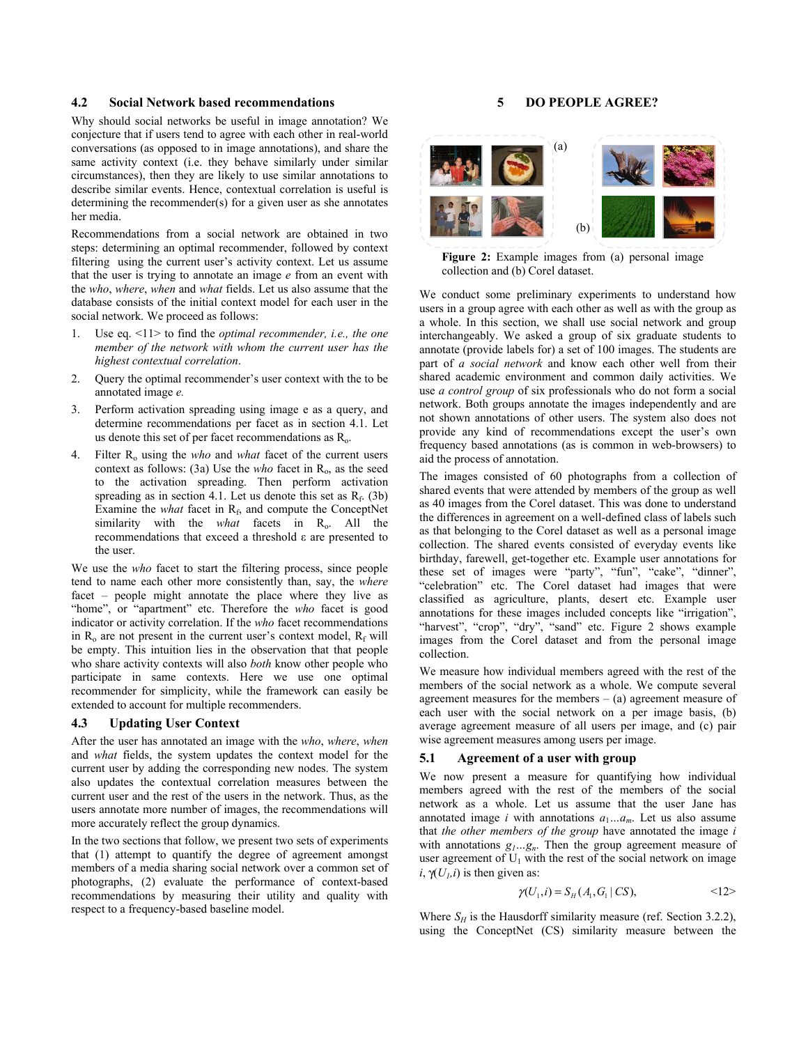### 4.2 Social Network based recommendations

Why should social networks be useful in image annotation? We conjecture that if users tend to agree with each other in real-world conversations (as opposed to in image annotations), and share the same activity context (i.e. they behave similarly under similar circumstances), then they are likely to use similar annotations to describe similar events. Hence, contextual correlation is useful is determining the recommender(s) for a given user as she annotates her media.

Recommendations from a social network are obtained in two steps: determining an optimal recommender, followed by context filtering using the current user's activity context. Let us assume that the user is trying to annotate an image *e* from an event with the *who*, *where*, *when* and *what* fields. Let us also assume that the database consists of the initial context model for each user in the social network. We proceed as follows:

1. Use eq. <11> to find the *optimal recommender, i.e., the one member of the network with whom the current user has the highest contextual correlation*.
2. Query the optimal recommender's user context with the to be annotated image *e.*
3. Perform activation spreading using image e as a query, and determine recommendations per facet as in section 4.1. Let us denote this set of per facet recommendations as $R_o$.
4. Filter $R_o$ using the *who* and *what* facet of the current users context as follows: (3a) Use the *who* facet in $R_o$, as the seed to the activation spreading. Then perform activation spreading as in section 4.1. Let us denote this set as $R_f$. (3b) Examine the *what* facet in $R_f$, and compute the ConceptNet similarity with the *what* facets in $R_o$. All the recommendations that exceed a threshold ε are presented to the user.

We use the *who* facet to start the filtering process, since people tend to name each other more consistently than, say, the *where* facet – people might annotate the place where they live as "home", or "apartment" etc. Therefore the *who* facet is good indicator or activity correlation. If the *who* facet recommendations in $R_o$ are not present in the current user's context model, $R_f$ will be empty. This intuition lies in the observation that that people who share activity contexts will also *both* know other people who participate in same contexts. Here we use one optimal recommender for simplicity, while the framework can easily be extended to account for multiple recommenders.

### 4.3 Updating User Context

After the user has annotated an image with the *who*, *where*, *when* and *what* fields, the system updates the context model for the current user by adding the corresponding new nodes. The system also updates the contextual correlation measures between the current user and the rest of the users in the network. Thus, as the users annotate more number of images, the recommendations will more accurately reflect the group dynamics.

In the two sections that follow, we present two sets of experiments that (1) attempt to quantify the degree of agreement amongst members of a media sharing social network over a common set of photographs, (2) evaluate the performance of context-based recommendations by measuring their utility and quality with respect to a frequency-based baseline model.

## 5 DO PEOPLE AGREE?

**Figure 2:** Example images from (a) personal image collection and (b) Corel dataset.

We conduct some preliminary experiments to understand how users in a group agree with each other as well as with the group as a whole. In this section, we shall use social network and group interchangeably. We asked a group of six graduate students to annotate (provide labels for) a set of 100 images. The students are part of *a social network* and know each other well from their shared academic environment and common daily activities. We use *a control group* of six professionals who do not form a social network. Both groups annotate the images independently and are not shown annotations of other users. The system also does not provide any kind of recommendations except the user's own frequency based annotations (as is common in web-browsers) to aid the process of annotation.

The images consisted of 60 photographs from a collection of shared events that were attended by members of the group as well as 40 images from the Corel dataset. This was done to understand the differences in agreement on a well-defined class of labels such as that belonging to the Corel dataset as well as a personal image collection. The shared events consisted of everyday events like birthday, farewell, get-together etc. Example user annotations for these set of images were "party", "fun", "cake", "dinner", "celebration" etc. The Corel dataset had images that were classified as agriculture, plants, desert etc. Example user annotations for these images included concepts like "irrigation", "harvest", "crop", "dry", "sand" etc. Figure 2 shows example images from the Corel dataset and from the personal image collection.

We measure how individual members agreed with the rest of the members of the social network as a whole. We compute several agreement measures for the members – (a) agreement measure of each user with the social network on a per image basis, (b) average agreement measure of all users per image, and (c) pair wise agreement measures among users per image.

### 5.1 Agreement of a user with group

We now present a measure for quantifying how individual members agreed with the rest of the members of the social network as a whole. Let us assume that the user Jane has annotated image *i* with annotations $a_1 \ldots a_m$. Let us also assume that *the other members of the group* have annotated the image *i* with annotations $g_1 \ldots g_n$. Then the group agreement measure of user agreement of $U_1$ with the rest of the social network on image *i*, $\gamma(U_1,i)$ is then given as:

$$\gamma(U_1, i) = S_H(A_1, G_1 \mid CS), \qquad \text{<12>}$$

Where $S_H$ is the Hausdorff similarity measure (ref. Section 3.2.2), using the ConceptNet (CS) similarity measure between the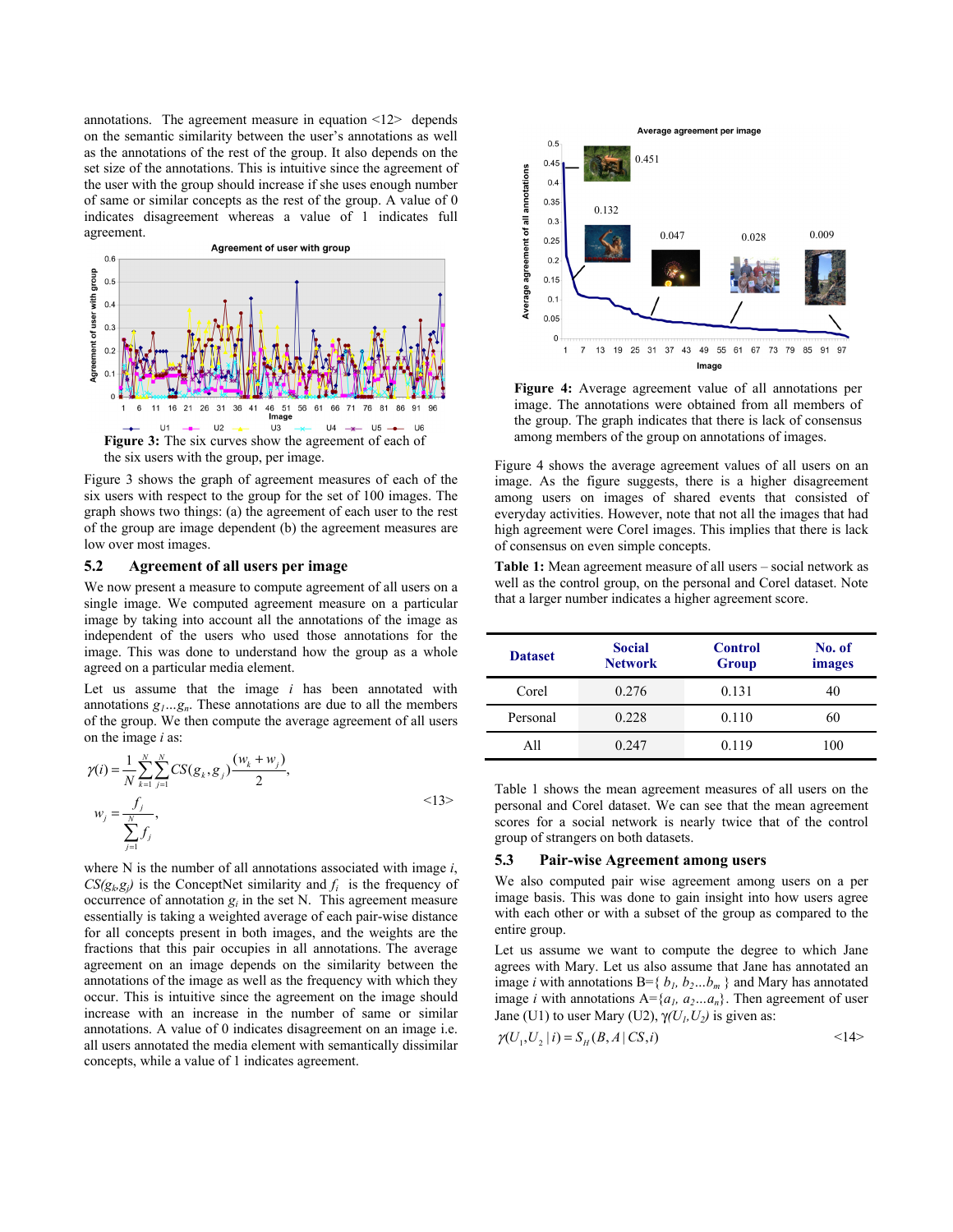annotations. The agreement measure in equation <12> depends on the semantic similarity between the user's annotations as well as the annotations of the rest of the group. It also depends on the set size of the annotations. This is intuitive since the agreement of the user with the group should increase if she uses enough number of same or similar concepts as the rest of the group. A value of 0 indicates disagreement whereas a value of 1 indicates full agreement.

**Figure 3:** The six curves show the agreement of each of the six users with the group, per image.

Figure 3 shows the graph of agreement measures of each of the six users with respect to the group for the set of 100 images. The graph shows two things: (a) the agreement of each user to the rest of the group are image dependent (b) the agreement measures are low over most images.

## 5.2 Agreement of all users per image

We now present a measure to compute agreement of all users on a single image. We computed agreement measure on a particular image by taking into account all the annotations of the image as independent of the users who used those annotations for the image. This was done to understand how the group as a whole agreed on a particular media element.

Let us assume that the image $i$ has been annotated with annotations $g_1 \ldots g_n$. These annotations are due to all the members of the group. We then compute the average agreement of all users on the image $i$ as:

$$\gamma(i) = \frac{1}{N}\sum_{k=1}^{N}\sum_{j=1}^{N} CS(g_k, g_j)\frac{(w_k + w_j)}{2},$$
$$w_j = \frac{f_j}{\sum_{j=1}^{N} f_j}, \qquad \text{<13>}$$

where N is the number of all annotations associated with image $i$, $CS(g_k, g_j)$ is the ConceptNet similarity and $f_i$ is the frequency of occurrence of annotation $g_i$ in the set N. This agreement measure essentially is taking a weighted average of each pair-wise distance for all concepts present in both images, and the weights are the fractions that this pair occupies in all annotations. The average agreement on an image depends on the similarity between the annotations of the image as well as the frequency with which they occur. This is intuitive since the agreement on the image should increase with an increase in the number of same or similar annotations. A value of 0 indicates disagreement on an image i.e. all users annotated the media element with semantically dissimilar concepts, while a value of 1 indicates agreement.

**Figure 4:** Average agreement value of all annotations per image. The annotations were obtained from all members of the group. The graph indicates that there is lack of consensus among members of the group on annotations of images.

Figure 4 shows the average agreement values of all users on an image. As the figure suggests, there is a higher disagreement among users on images of shared events that consisted of everyday activities. However, note that not all the images that had high agreement were Corel images. This implies that there is lack of consensus on even simple concepts.

**Table 1:** Mean agreement measure of all users – social network as well as the control group, on the personal and Corel dataset. Note that a larger number indicates a higher agreement score.

| Dataset | Social Network | Control Group | No. of images |
|---|---|---|---|
| Corel | 0.276 | 0.131 | 40 |
| Personal | 0.228 | 0.110 | 60 |
| All | 0.247 | 0.119 | 100 |

Table 1 shows the mean agreement measures of all users on the personal and Corel dataset. We can see that the mean agreement scores for a social network is nearly twice that of the control group of strangers on both datasets.

## 5.3 Pair-wise Agreement among users

We also computed pair wise user agreement among users on a per image basis. This was done to gain insight into how users agree with each other or with a subset of the group as compared to the entire group.

Let us assume we want to compute the degree to which Jane agrees with Mary. Let us also assume that Jane has annotated an image $i$ with annotations B={ $b_1, b_2 \ldots b_m$ } and Mary has annotated image $i$ with annotations A={$a_1, a_2 \ldots a_n$}. Then agreement of user Jane (U1) to user Mary (U2), $\gamma(U_1,U_2)$ is given as:

$$\gamma(U_1, U_2 \mid i) = S_H(B, A \mid CS, i) \qquad \text{<14>}$$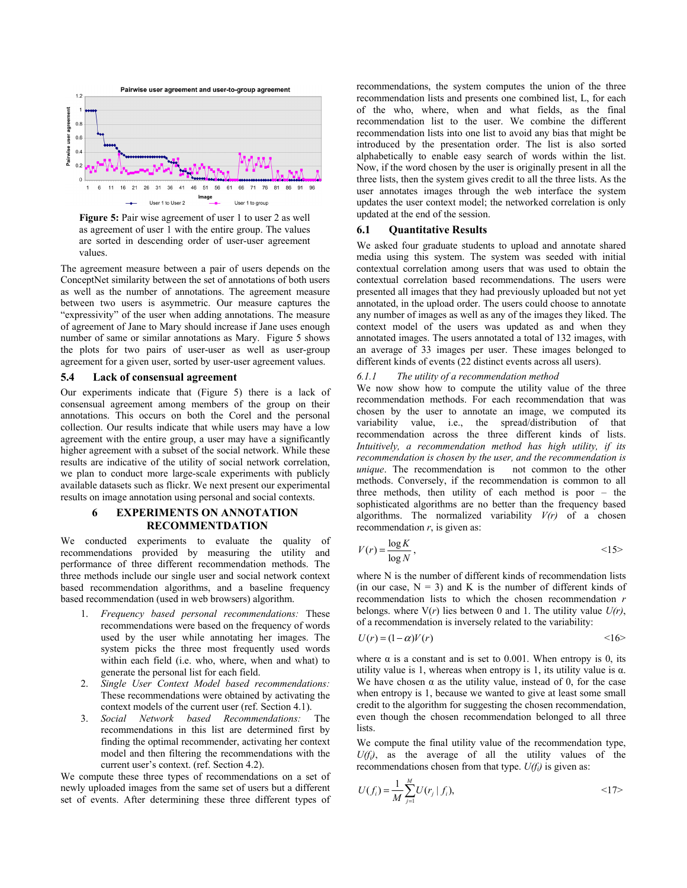Pairwise user agreement and user-to-group agreement

1.2
1
0.8
0.6
0.4
0.2
0

Pairwise user agreement

1 6 11 16 21 26 31 36 41 46 51 56 61 66 71 76 81 86 91 96

Image

User 1 to User 2 User 1 to group

**Figure 5:** Pair wise agreement of user 1 to user 2 as well as agreement of user 1 with the entire group. The values are sorted in descending order of user-user agreement values.

The agreement measure between a pair of users depends on the ConceptNet similarity between the set of annotations of both users as well as the number of annotations. The agreement measure between two users is asymmetric. Our measure captures the "expressivity" of the user when adding annotations. The measure of agreement of Jane to Mary should increase if Jane uses enough number of same or similar annotations as Mary. Figure 5 shows the plots for two pairs of user-user as well as user-group agreement for a given user, sorted by user-user agreement values.

## 5.4 Lack of consensual agreement

Our experiments indicate that (Figure 5) there is a lack of consensual agreement among members of the group on their annotations. This occurs on both the Corel and the personal collection. Our results indicate that while users may have a low agreement with the entire group, a user may have a significantly higher agreement with a subset of the social network. While these results are indicative of the utility of social network correlation, we plan to conduct more large-scale experiments with publicly available datasets such as flickr. We next present our experimental results on image annotation using personal and social contexts.

# 6 EXPERIMENTS ON ANNOTATION RECOMMENTDATION

We conducted experiments to evaluate the quality of recommendations provided by measuring the utility and performance of three different recommendation methods. The three methods include our single user and social network context based recommendation algorithms, and a baseline frequency based recommendation (used in web browsers) algorithm.

1. *Frequency based personal recommendations:* These recommendations were based on the frequency of words used by the user while annotating her images. The system picks the three most frequently used words within each field (i.e. who, where, when and what) to generate the personal list for each field.
2. *Single User Context Model based recommendations:* These recommendations were obtained by activating the context models of the current user (ref. Section 4.1).
3. *Social Network based Recommendations:* The recommendations in this list are determined first by finding the optimal recommender, activating her context model and then filtering the recommendations with the current user's context. (ref. Section 4.2).

We compute these three types of recommendations on a set of newly uploaded images from the same set of users but a different set of events. After determining these three different types of recommendations, the system computes the union of the three recommendation lists and presents one combined list, L, for each of the who, where, when and what fields, as the final recommendation list to the user. We combine the different recommendation lists into one list to avoid any bias that might be introduced by the presentation order. The list is also sorted alphabetically to enable easy search of words within the list. Now, if the word chosen by the user is originally present in all the three lists, then the system gives credit to all the three lists. As the user annotates images through the web interface the system updates the user context model; the networked correlation is only updated at the end of the session.

## 6.1 Quantitative Results

We asked four graduate students to upload and annotate shared media using this system. The system was seeded with initial contextual correlation among users that was used to obtain the contextual correlation based recommendations. The users were presented all images that they had previously uploaded but not yet annotated, in the upload order. The users could choose to annotate any number of images as well as any of the images they liked. The context model of the users was updated as and when they annotated images. The users annotated a total of 132 images, with an average of 33 images per user. These images belonged to different kinds of events (22 distinct events across all users).

### 6.1.1 *The utility of a recommendation method*

We now show how to compute the utility value of the three recommendation methods. For each recommendation that was chosen by the user to annotate an image, we computed its variability value, i.e., the spread/distribution of that recommendation across the three different kinds of lists. *Intuitively, a recommendation method has high utility, if its recommendation is chosen by the user, and the recommendation is unique*. The recommendation is not common to the other methods. Conversely, if the recommendation is common to all three methods, then utility of each method is poor – the sophisticated algorithms are no better than the frequency based algorithms. The normalized variability $V(r)$ of a chosen recommendation $r$, is given as:

$$V(r) = \frac{\log K}{\log N}, \qquad \text{<15>}$$

where N is the number of different kinds of recommendation lists (in our case, N = 3) and K is the number of different kinds of recommendation lists to which the chosen recommendation $r$ belongs. where V($r$) lies between 0 and 1. The utility value $U(r)$, of a recommendation is inversely related to the variability:

$$U(r) = (1-\alpha)V(r) \qquad \text{<16>}$$

where α is a constant and is set to 0.001. When entropy is 0, its utility value is 1, whereas when entropy is 1, its utility value is α. We have chosen α as the utility value, instead of 0, for the case when entropy is 1, because we wanted to give at least some small credit to the algorithm for suggesting the chosen recommendation, even though the chosen recommendation belonged to all three lists.

We compute the final utility value of the recommendation type, $U(f_i)$, as the average of all the utility values of the recommendations chosen from that type. $U(f_i)$ is given as:

$$U(f_i) = \frac{1}{M}\sum_{j=1}^{M} U(r_j \mid f_i), \qquad \text{<17>}$$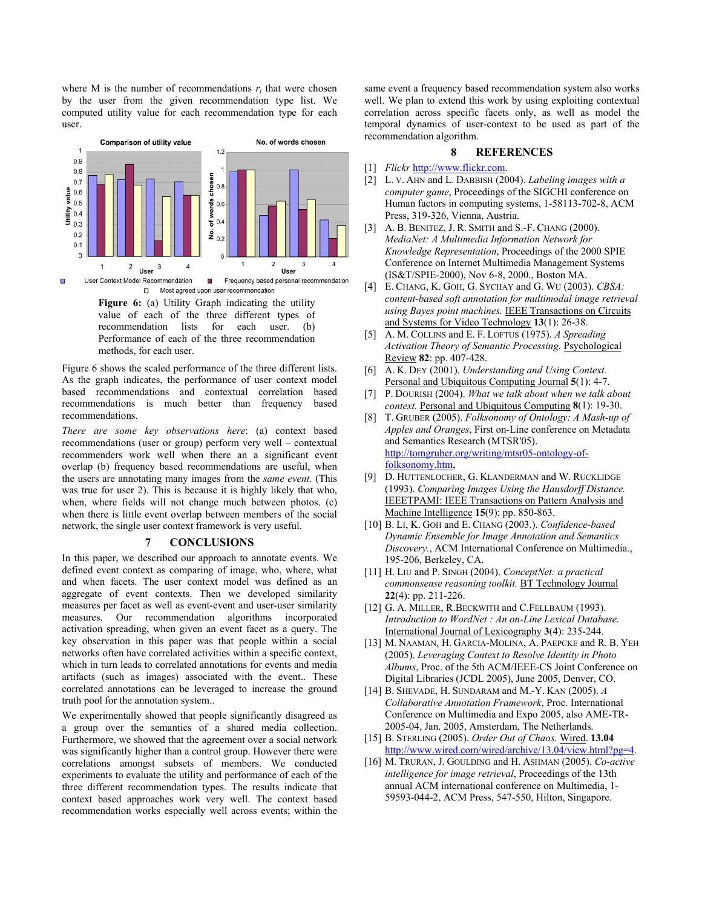where M is the number of recommendations $r_i$ that were chosen by the user from the given recommendation type list. We computed utility value for each recommendation type for each user.

**Figure 6:** (a) Utility Graph indicating the utility value of each of the three different types of recommendation lists for each user. (b) Performance of each of the three recommendation methods, for each user.

Figure 6 shows the scaled performance of the three different lists. As the graph indicates, the performance of user context model based recommendations and contextual correlation based recommendations is much better than frequency based recommendations.

*There are some key observations here*: (a) context based recommendations (user or group) perform very well – contextual recommenders work well when there an a significant event overlap (b) frequency based recommendations are useful, when the users are annotating many images from the *same event.* (This was true for user 2). This is because it is highly likely that who, when, where fields will not change much between photos. (c) when there is little event overlap between members of the social network, the single user context framework is very useful.

## 7 CONCLUSIONS

In this paper, we described our approach to annotate events. We defined event context as comparing of image, who, where, what and when facets. The user context model was defined as an aggregate of event contexts. Then we developed similarity measures per facet as well as event-event and user-user similarity measures. Our recommendation algorithms incorporated activation spreading, when given an event facet as a query. The key observation in this paper was that people within a social networks often have correlated activities within a specific context, which in turn leads to correlated annotations for events and media artifacts (such as images) associated with the event.. These correlated annotations can be leveraged to increase the ground truth pool for the annotation system..

We experimentally showed that people significantly disagreed as a group over the semantics of a shared media collection. Furthermore, we showed that the agreement over a social network was significantly higher than a control group. However there were correlations amongst subsets of members. We conducted experiments to evaluate the utility and performance of each of the three different recommendation types. The results indicate that context based approaches work very well. The context based recommendation works especially well across events; within the same event a frequency based recommendation system also works well. We plan to extend this work by using exploiting contextual correlation across specific facets only, as well as model the temporal dynamics of user-context to be used as part of the recommendation algorithm.

## 8 REFERENCES

[1] *Flickr* http://www.flickr.com.

[2] L. v. Ahn and L. Dabbish (2004). *Labeling images with a computer game*, Proceedings of the SIGCHI conference on Human factors in computing systems, 1-58113-702-8, ACM Press, 319-326, Vienna, Austria.

[3] A. B. Benitez, J. R. Smith and S.-F. Chang (2000). *MediaNet: A Multimedia Information Network for Knowledge Representation*, Proceedings of the 2000 SPIE Conference on Internet Multimedia Management Systems (IS&T/SPIE-2000), Nov 6-8, 2000., Boston MA.

[4] E. Chang, K. Goh, G. Sychay and G. Wu (2003). *CBSA: content-based soft annotation for multimodal image retrieval using Bayes point machines.* IEEE Transactions on Circuits and Systems for Video Technology **13**(1): 26-38.

[5] A. M. Collins and E. F. Loftus (1975). *A Spreading Activation Theory of Semantic Processing.* Psychological Review **82**: pp. 407-428.

[6] A. K. Dey (2001). *Understanding and Using Context.* Personal and Ubiquitous Computing Journal **5**(1): 4-7.

[7] P. Dourish (2004). *What we talk about when we talk about context.* Personal and Ubiquitous Computing **8**(1): 19-30.

[8] T. Gruber (2005). *Folksonomy of Ontology: A Mash-up of Apples and Oranges*, First on-Line conference on Metadata and Semantics Research (MTSR'05). http://tomgruber.org/writing/mtsr05-ontology-of-folksonomy.htm,

[9] D. Huttenlocher, G. Klanderman and W. Rucklidge (1993). *Comparing Images Using the Hausdorff Distance.* IEEETPAMI: IEEE Transactions on Pattern Analysis and Machine Intelligence **15**(9): pp. 850-863.

[10] B. Li, K. Goh and E. Chang (2003.). *Confidence-based Dynamic Ensemble for Image Annotation and Semantics Discovery.*, ACM International Conference on Multimedia., 195-206, Berkeley, CA.

[11] H. Liu and P. Singh (2004). *ConceptNet: a practical commonsense reasoning toolkit.* BT Technology Journal **22**(4): pp. 211-226.

[12] G. A. Miller, R.Beckwith and C.Fellbaum (1993). *Introduction to WordNet : An on-Line Lexical Database.* International Journal of Lexicography **3**(4): 235-244.

[13] M. Naaman, H. Garcia-Molina, A. Paepcke and R. B. Yeh (2005). *Leveraging Context to Resolve Identity in Photo Albums*, Proc. of the 5th ACM/IEEE-CS Joint Conference on Digital Libraries (JCDL 2005), June 2005, Denver, CO.

[14] B. Shevade, H. Sundaram and M.-Y. Kan (2005). *A Collaborative Annotation Framework*, Proc. International Conference on Multimedia and Expo 2005, also AME-TR-2005-04, Jan. 2005, Amsterdam, The Netherlands.

[15] B. Sterling (2005). *Order Out of Chaos.* Wired. **13.04** http://www.wired.com/wired/archive/13.04/view.html?pg=4.

[16] M. Truran, J. Goulding and H. Ashman (2005). *Co-active intelligence for image retrieval*, Proceedings of the 13th annual ACM international conference on Multimedia, 1-59593-044-2, ACM Press, 547-550, Hilton, Singapore.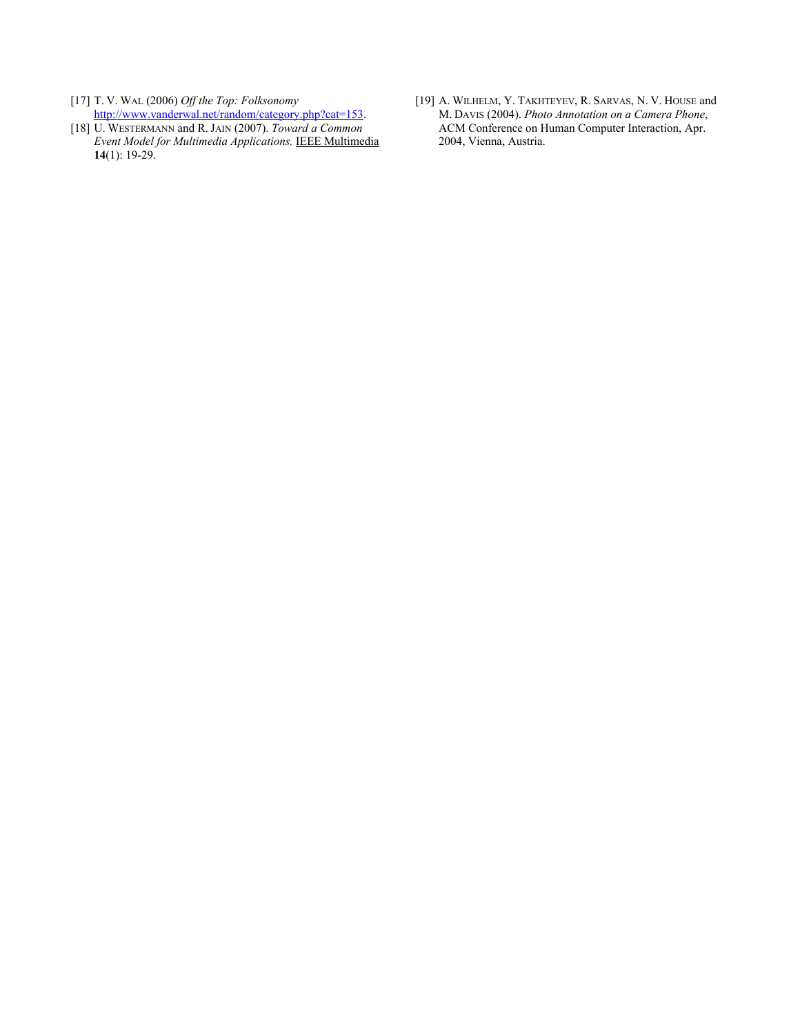[17] T. V. WAL (2006) *Off the Top: Folksonomy* http://www.vanderwal.net/random/category.php?cat=153.

[18] U. WESTERMANN and R. JAIN (2007). *Toward a Common Event Model for Multimedia Applications.* IEEE Multimedia **14**(1): 19-29.

[19] A. WILHELM, Y. TAKHTEYEV, R. SARVAS, N. V. HOUSE and M. DAVIS (2004). *Photo Annotation on a Camera Phone*, ACM Conference on Human Computer Interaction, Apr. 2004, Vienna, Austria.